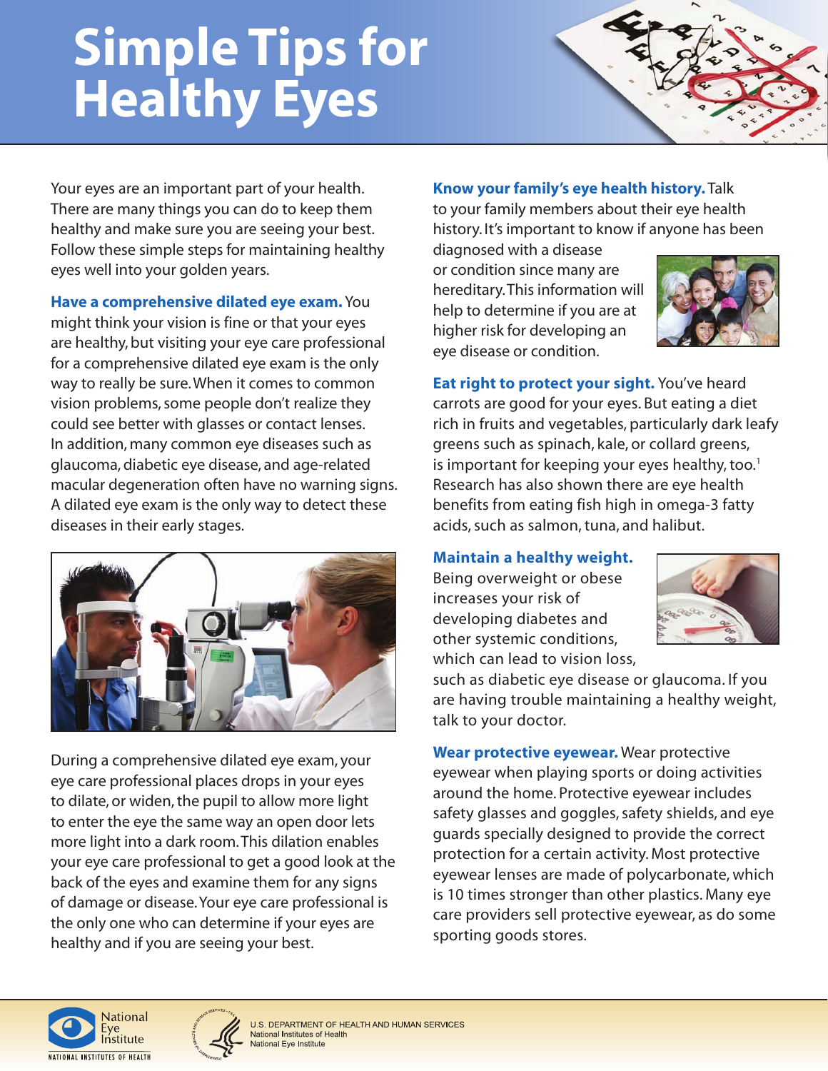# Simple Tips for Healthy Eyes

Your eyes are an important part of your health. There are many things you can do to keep them healthy and make sure you are seeing your best. Follow these simple steps for maintaining healthy eyes well into your golden years.

**Have a comprehensive dilated eye exam.** You might think your vision is fine or that your eyes are healthy, but visiting your eye care professional for a comprehensive dilated eye exam is the only way to really be sure. When it comes to common vision problems, some people don't realize they could see better with glasses or contact lenses. In addition, many common eye diseases such as glaucoma, diabetic eye disease, and age-related macular degeneration often have no warning signs. A dilated eye exam is the only way to detect these diseases in their early stages.

During a comprehensive dilated eye exam, your eye care professional places drops in your eyes to dilate, or widen, the pupil to allow more light to enter the eye the same way an open door lets more light into a dark room. This dilation enables your eye care professional to get a good look at the back of the eyes and examine them for any signs of damage or disease. Your eye care professional is the only one who can determine if your eyes are healthy and if you are seeing your best.

**Know your family's eye health history.** Talk to your family members about their eye health history. It's important to know if anyone has been diagnosed with a disease or condition since many are hereditary. This information will help to determine if you are at higher risk for developing an eye disease or condition.

**Eat right to protect your sight.** You've heard carrots are good for your eyes. But eating a diet rich in fruits and vegetables, particularly dark leafy greens such as spinach, kale, or collard greens, is important for keeping your eyes healthy, too.[1] Research has also shown there are eye health benefits from eating fish high in omega-3 fatty acids, such as salmon, tuna, and halibut.

**Maintain a healthy weight.** Being overweight or obese increases your risk of developing diabetes and other systemic conditions, which can lead to vision loss, such as diabetic eye disease or glaucoma. If you are having trouble maintaining a healthy weight, talk to your doctor.

**Wear protective eyewear.** Wear protective eyewear when playing sports or doing activities around the home. Protective eyewear includes safety glasses and goggles, safety shields, and eye guards specially designed to provide the correct protection for a certain activity. Most protective eyewear lenses are made of polycarbonate, which is 10 times stronger than other plastics. Many eye care providers sell protective eyewear, as do some sporting goods stores.

National Eye Institute
NATIONAL INSTITUTES OF HEALTH

U.S. DEPARTMENT OF HEALTH AND HUMAN SERVICES
National Institutes of Health
National Eye Institute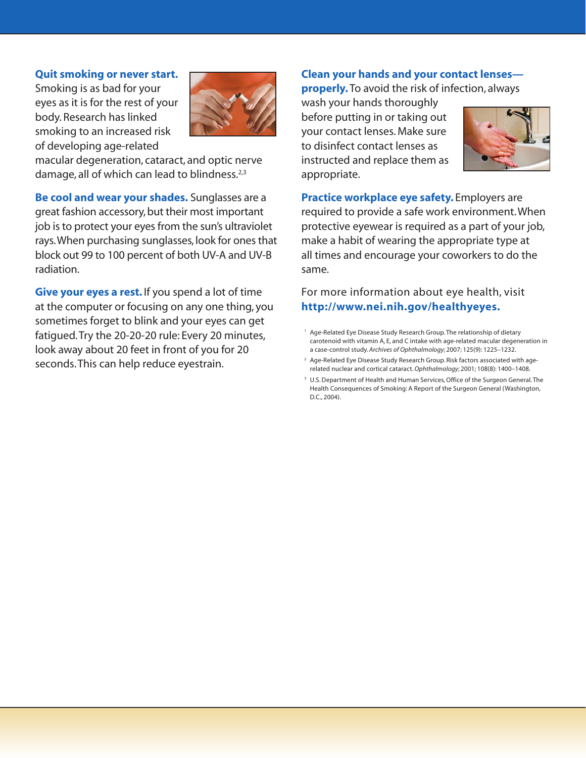**Quit smoking or never start.** Smoking is as bad for your eyes as it is for the rest of your body. Research has linked smoking to an increased risk of developing age-related macular degeneration, cataract, and optic nerve damage, all of which can lead to blindness.[2,3]

**Be cool and wear your shades.** Sunglasses are a great fashion accessory, but their most important job is to protect your eyes from the sun's ultraviolet rays. When purchasing sunglasses, look for ones that block out 99 to 100 percent of both UV-A and UV-B radiation.

**Give your eyes a rest.** If you spend a lot of time at the computer or focusing on any one thing, you sometimes forget to blink and your eyes can get fatigued. Try the 20-20-20 rule: Every 20 minutes, look away about 20 feet in front of you for 20 seconds. This can help reduce eyestrain.

**Clean your hands and your contact lenses—properly.** To avoid the risk of infection, always wash your hands thoroughly before putting in or taking out your contact lenses. Make sure to disinfect contact lenses as instructed and replace them as appropriate.

**Practice workplace eye safety.** Employers are required to provide a safe work environment. When protective eyewear is required as a part of your job, make a habit of wearing the appropriate type at all times and encourage your coworkers to do the same.

For more information about eye health, visit **http://www.nei.nih.gov/healthyeyes.**

[1] Age-Related Eye Disease Study Research Group. The relationship of dietary carotenoid with vitamin A, E, and C intake with age-related macular degeneration in a case-control study. *Archives of Ophthalmology*; 2007; 125(9): 1225–1232.

[2] Age-Related Eye Disease Study Research Group. Risk factors associated with age-related nuclear and cortical cataract. *Ophthalmology*; 2001; 108(8): 1400–1408.

[3] U.S. Department of Health and Human Services, Office of the Surgeon General. The Health Consequences of Smoking: A Report of the Surgeon General (Washington, D.C., 2004).